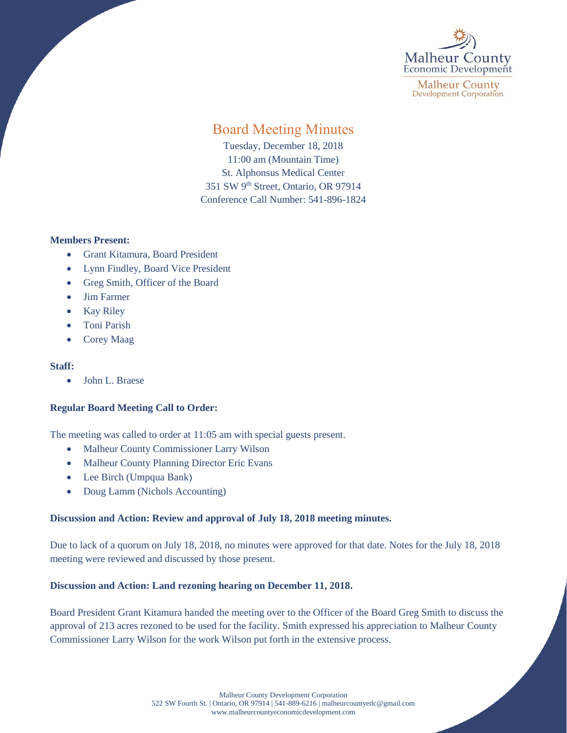Malheur County Economic Development

Malheur County Development Corporation

# Board Meeting Minutes

Tuesday, December 18, 2018
11:00 am (Mountain Time)
St. Alphonsus Medical Center
351 SW 9th Street, Ontario, OR 97914
Conference Call Number: 541-896-1824

**Members Present:**

- Grant Kitamura, Board President
- Lynn Findley, Board Vice President
- Greg Smith, Officer of the Board
- Jim Farmer
- Kay Riley
- Toni Parish
- Corey Maag

**Staff:**

- John L. Braese

**Regular Board Meeting Call to Order:**

The meeting was called to order at 11:05 am with special guests present.

- Malheur County Commissioner Larry Wilson
- Malheur County Planning Director Eric Evans
- Lee Birch (Umpqua Bank)
- Doug Lamm (Nichols Accounting)

**Discussion and Action: Review and approval of July 18, 2018 meeting minutes.**

Due to lack of a quorum on July 18, 2018, no minutes were approved for that date. Notes for the July 18, 2018 meeting were reviewed and discussed by those present.

**Discussion and Action: Land rezoning hearing on December 11, 2018.**

Board President Grant Kitamura handed the meeting over to the Officer of the Board Greg Smith to discuss the approval of 213 acres rezoned to be used for the facility. Smith expressed his appreciation to Malheur County Commissioner Larry Wilson for the work Wilson put forth in the extensive process.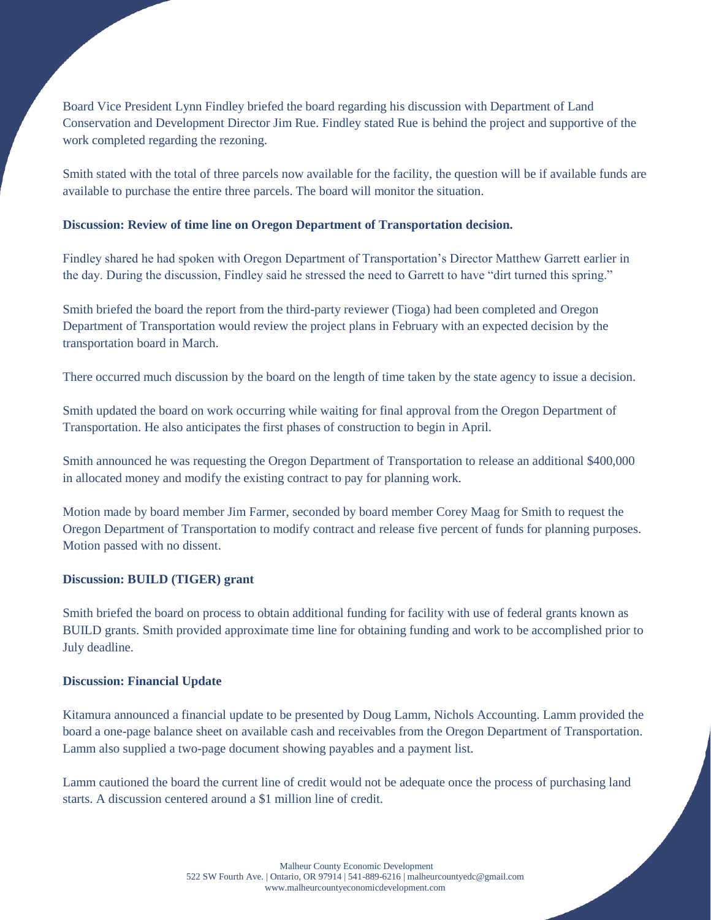Board Vice President Lynn Findley briefed the board regarding his discussion with Department of Land Conservation and Development Director Jim Rue. Findley stated Rue is behind the project and supportive of the work completed regarding the rezoning.

Smith stated with the total of three parcels now available for the facility, the question will be if available funds are available to purchase the entire three parcels. The board will monitor the situation.

**Discussion: Review of time line on Oregon Department of Transportation decision.**

Findley shared he had spoken with Oregon Department of Transportation's Director Matthew Garrett earlier in the day. During the discussion, Findley said he stressed the need to Garrett to have "dirt turned this spring."

Smith briefed the board the report from the third-party reviewer (Tioga) had been completed and Oregon Department of Transportation would review the project plans in February with an expected decision by the transportation board in March.

There occurred much discussion by the board on the length of time taken by the state agency to issue a decision.

Smith updated the board on work occurring while waiting for final approval from the Oregon Department of Transportation. He also anticipates the first phases of construction to begin in April.

Smith announced he was requesting the Oregon Department of Transportation to release an additional $400,000 in allocated money and modify the existing contract to pay for planning work.

Motion made by board member Jim Farmer, seconded by board member Corey Maag for Smith to request the Oregon Department of Transportation to modify contract and release five percent of funds for planning purposes. Motion passed with no dissent.

**Discussion: BUILD (TIGER) grant**

Smith briefed the board on process to obtain additional funding for facility with use of federal grants known as BUILD grants. Smith provided approximate time line for obtaining funding and work to be accomplished prior to July deadline.

**Discussion: Financial Update**

Kitamura announced a financial update to be presented by Doug Lamm, Nichols Accounting. Lamm provided the board a one-page balance sheet on available cash and receivables from the Oregon Department of Transportation. Lamm also supplied a two-page document showing payables and a payment list.

Lamm cautioned the board the current line of credit would not be adequate once the process of purchasing land starts. A discussion centered around a $1 million line of credit.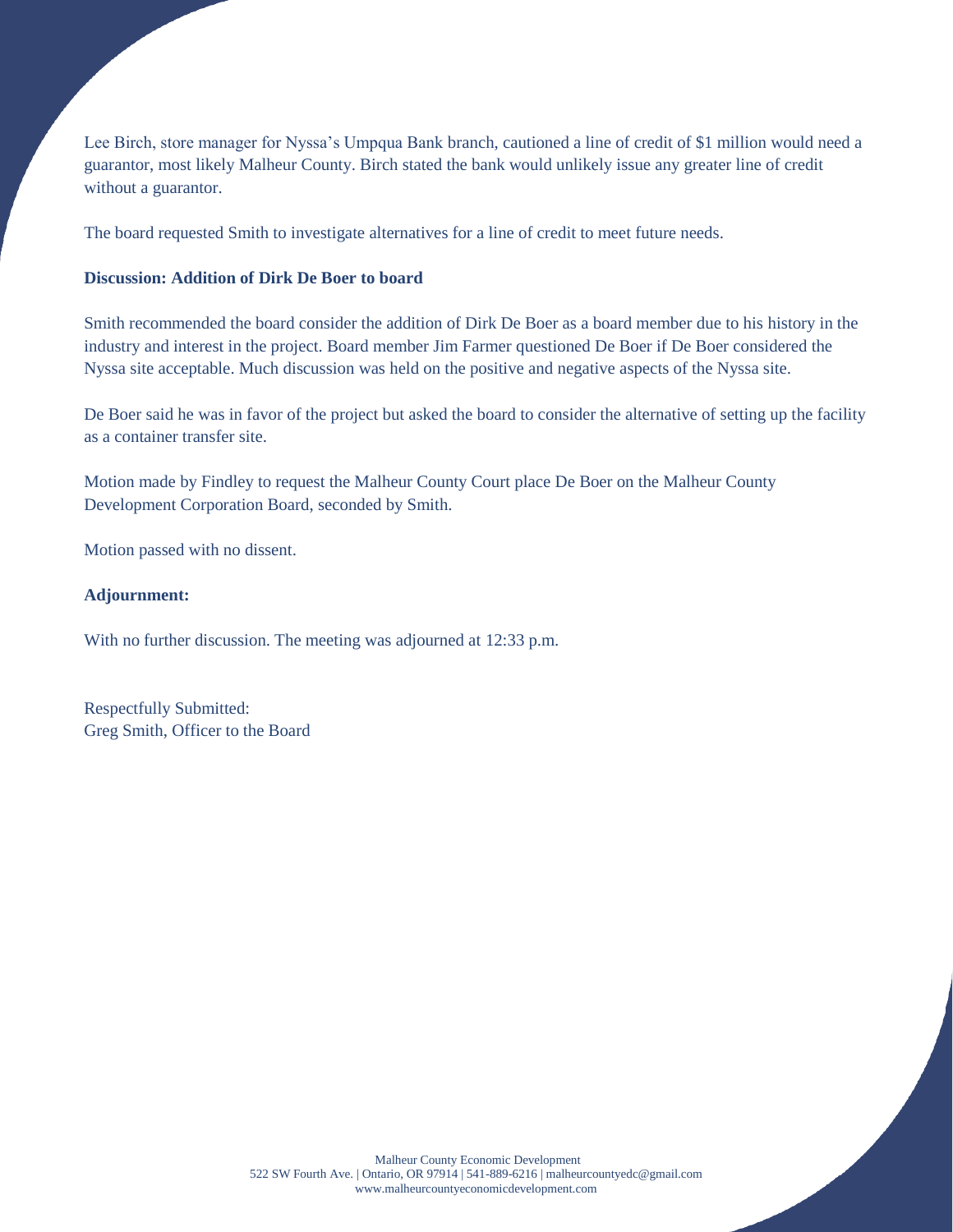Lee Birch, store manager for Nyssa's Umpqua Bank branch, cautioned a line of credit of $1 million would need a guarantor, most likely Malheur County. Birch stated the bank would unlikely issue any greater line of credit without a guarantor.

The board requested Smith to investigate alternatives for a line of credit to meet future needs.

**Discussion: Addition of Dirk De Boer to board**

Smith recommended the board consider the addition of Dirk De Boer as a board member due to his history in the industry and interest in the project. Board member Jim Farmer questioned De Boer if De Boer considered the Nyssa site acceptable. Much discussion was held on the positive and negative aspects of the Nyssa site.

De Boer said he was in favor of the project but asked the board to consider the alternative of setting up the facility as a container transfer site.

Motion made by Findley to request the Malheur County Court place De Boer on the Malheur County Development Corporation Board, seconded by Smith.

Motion passed with no dissent.

**Adjournment:**

With no further discussion. The meeting was adjourned at 12:33 p.m.

Respectfully Submitted:
Greg Smith, Officer to the Board